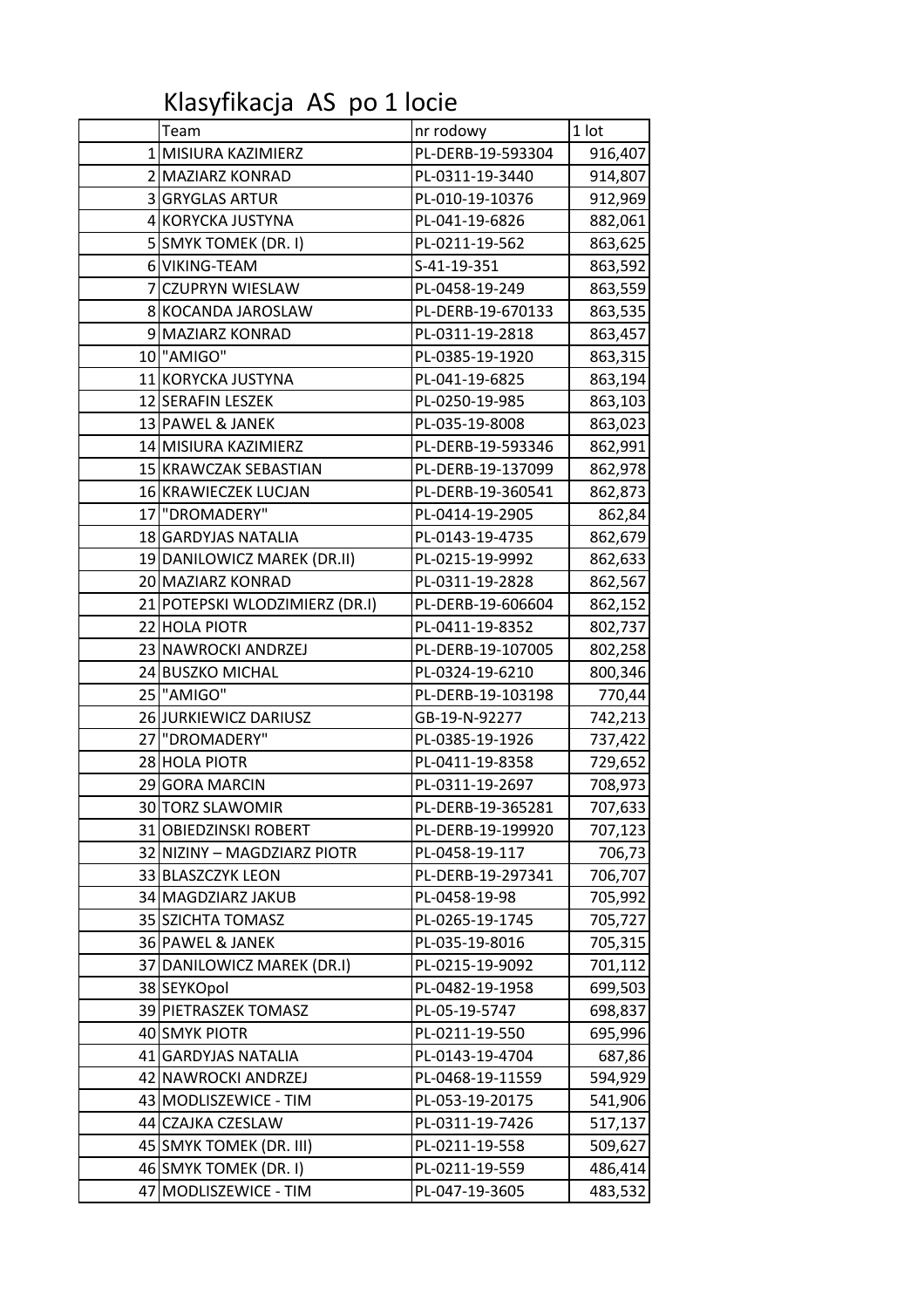# Klasyfikacja AS po 1 locie

| | Team | nr rodowy | 1 lot |
|---|---|---|---|
| 1 | MISIURA KAZIMIERZ | PL-DERB-19-593304 | 916,407 |
| 2 | MAZIARZ KONRAD | PL-0311-19-3440 | 914,807 |
| 3 | GRYGLAS ARTUR | PL-010-19-10376 | 912,969 |
| 4 | KORYCKA JUSTYNA | PL-041-19-6826 | 882,061 |
| 5 | SMYK TOMEK (DR. I) | PL-0211-19-562 | 863,625 |
| 6 | VIKING-TEAM | S-41-19-351 | 863,592 |
| 7 | CZUPRYN WIESLAW | PL-0458-19-249 | 863,559 |
| 8 | KOCANDA JAROSLAW | PL-DERB-19-670133 | 863,535 |
| 9 | MAZIARZ KONRAD | PL-0311-19-2818 | 863,457 |
| 10 | "AMIGO" | PL-0385-19-1920 | 863,315 |
| 11 | KORYCKA JUSTYNA | PL-041-19-6825 | 863,194 |
| 12 | SERAFIN LESZEK | PL-0250-19-985 | 863,103 |
| 13 | PAWEL & JANEK | PL-035-19-8008 | 863,023 |
| 14 | MISIURA KAZIMIERZ | PL-DERB-19-593346 | 862,991 |
| 15 | KRAWCZAK SEBASTIAN | PL-DERB-19-137099 | 862,978 |
| 16 | KRAWIECZEK LUCJAN | PL-DERB-19-360541 | 862,873 |
| 17 | "DROMADERY" | PL-0414-19-2905 | 862,84 |
| 18 | GARDYJAS NATALIA | PL-0143-19-4735 | 862,679 |
| 19 | DANILOWICZ MAREK (DR.II) | PL-0215-19-9992 | 862,633 |
| 20 | MAZIARZ KONRAD | PL-0311-19-2828 | 862,567 |
| 21 | POTEPSKI WLODZIMIERZ (DR.I) | PL-DERB-19-606604 | 862,152 |
| 22 | HOLA PIOTR | PL-0411-19-8352 | 802,737 |
| 23 | NAWROCKI ANDRZEJ | PL-DERB-19-107005 | 802,258 |
| 24 | BUSZKO MICHAL | PL-0324-19-6210 | 800,346 |
| 25 | "AMIGO" | PL-DERB-19-103198 | 770,44 |
| 26 | JURKIEWICZ DARIUSZ | GB-19-N-92277 | 742,213 |
| 27 | "DROMADERY" | PL-0385-19-1926 | 737,422 |
| 28 | HOLA PIOTR | PL-0411-19-8358 | 729,652 |
| 29 | GORA MARCIN | PL-0311-19-2697 | 708,973 |
| 30 | TORZ SLAWOMIR | PL-DERB-19-365281 | 707,633 |
| 31 | OBIEDZINSKI ROBERT | PL-DERB-19-199920 | 707,123 |
| 32 | NIZINY – MAGDZIARZ PIOTR | PL-0458-19-117 | 706,73 |
| 33 | BLASZCZYK LEON | PL-DERB-19-297341 | 706,707 |
| 34 | MAGDZIARZ JAKUB | PL-0458-19-98 | 705,992 |
| 35 | SZICHTA TOMASZ | PL-0265-19-1745 | 705,727 |
| 36 | PAWEL & JANEK | PL-035-19-8016 | 705,315 |
| 37 | DANILOWICZ MAREK (DR.I) | PL-0215-19-9092 | 701,112 |
| 38 | SEYKOpol | PL-0482-19-1958 | 699,503 |
| 39 | PIETRASZEK TOMASZ | PL-05-19-5747 | 698,837 |
| 40 | SMYK PIOTR | PL-0211-19-550 | 695,996 |
| 41 | GARDYJAS NATALIA | PL-0143-19-4704 | 687,86 |
| 42 | NAWROCKI ANDRZEJ | PL-0468-19-11559 | 594,929 |
| 43 | MODLISZEWICE - TIM | PL-053-19-20175 | 541,906 |
| 44 | CZAJKA CZESLAW | PL-0311-19-7426 | 517,137 |
| 45 | SMYK TOMEK (DR. III) | PL-0211-19-558 | 509,627 |
| 46 | SMYK TOMEK (DR. I) | PL-0211-19-559 | 486,414 |
| 47 | MODLISZEWICE - TIM | PL-047-19-3605 | 483,532 |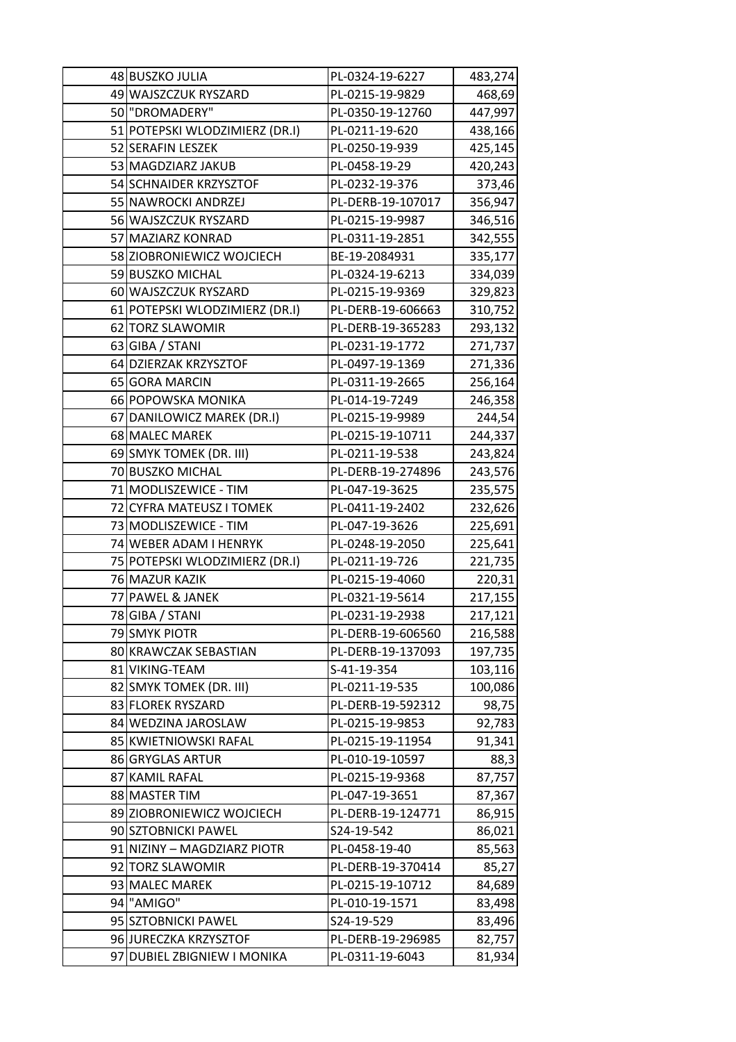| | | | |
|---|---|---|---|
| 48 | BUSZKO JULIA | PL-0324-19-6227 | 483,274 |
| 49 | WAJSZCZUK RYSZARD | PL-0215-19-9829 | 468,69 |
| 50 | "DROMADERY" | PL-0350-19-12760 | 447,997 |
| 51 | POTEPSKI WLODZIMIERZ (DR.I) | PL-0211-19-620 | 438,166 |
| 52 | SERAFIN LESZEK | PL-0250-19-939 | 425,145 |
| 53 | MAGDZIARZ JAKUB | PL-0458-19-29 | 420,243 |
| 54 | SCHNAIDER KRZYSZTOF | PL-0232-19-376 | 373,46 |
| 55 | NAWROCKI ANDRZEJ | PL-DERB-19-107017 | 356,947 |
| 56 | WAJSZCZUK RYSZARD | PL-0215-19-9987 | 346,516 |
| 57 | MAZIARZ KONRAD | PL-0311-19-2851 | 342,555 |
| 58 | ZIOBRONIEWICZ WOJCIECH | BE-19-2084931 | 335,177 |
| 59 | BUSZKO MICHAL | PL-0324-19-6213 | 334,039 |
| 60 | WAJSZCZUK RYSZARD | PL-0215-19-9369 | 329,823 |
| 61 | POTEPSKI WLODZIMIERZ (DR.I) | PL-DERB-19-606663 | 310,752 |
| 62 | TORZ SLAWOMIR | PL-DERB-19-365283 | 293,132 |
| 63 | GIBA / STANI | PL-0231-19-1772 | 271,737 |
| 64 | DZIERZAK KRZYSZTOF | PL-0497-19-1369 | 271,336 |
| 65 | GORA MARCIN | PL-0311-19-2665 | 256,164 |
| 66 | POPOWSKA MONIKA | PL-014-19-7249 | 246,358 |
| 67 | DANILOWICZ MAREK (DR.I) | PL-0215-19-9989 | 244,54 |
| 68 | MALEC MAREK | PL-0215-19-10711 | 244,337 |
| 69 | SMYK TOMEK (DR. III) | PL-0211-19-538 | 243,824 |
| 70 | BUSZKO MICHAL | PL-DERB-19-274896 | 243,576 |
| 71 | MODLISZEWICE - TIM | PL-047-19-3625 | 235,575 |
| 72 | CYFRA MATEUSZ I TOMEK | PL-0411-19-2402 | 232,626 |
| 73 | MODLISZEWICE - TIM | PL-047-19-3626 | 225,691 |
| 74 | WEBER ADAM I HENRYK | PL-0248-19-2050 | 225,641 |
| 75 | POTEPSKI WLODZIMIERZ (DR.I) | PL-0211-19-726 | 221,735 |
| 76 | MAZUR KAZIK | PL-0215-19-4060 | 220,31 |
| 77 | PAWEL & JANEK | PL-0321-19-5614 | 217,155 |
| 78 | GIBA / STANI | PL-0231-19-2938 | 217,121 |
| 79 | SMYK PIOTR | PL-DERB-19-606560 | 216,588 |
| 80 | KRAWCZAK SEBASTIAN | PL-DERB-19-137093 | 197,735 |
| 81 | VIKING-TEAM | S-41-19-354 | 103,116 |
| 82 | SMYK TOMEK (DR. III) | PL-0211-19-535 | 100,086 |
| 83 | FLOREK RYSZARD | PL-DERB-19-592312 | 98,75 |
| 84 | WEDZINA JAROSLAW | PL-0215-19-9853 | 92,783 |
| 85 | KWIETNIOWSKI RAFAL | PL-0215-19-11954 | 91,341 |
| 86 | GRYGLAS ARTUR | PL-010-19-10597 | 88,3 |
| 87 | KAMIL RAFAL | PL-0215-19-9368 | 87,757 |
| 88 | MASTER TIM | PL-047-19-3651 | 87,367 |
| 89 | ZIOBRONIEWICZ WOJCIECH | PL-DERB-19-124771 | 86,915 |
| 90 | SZTOBNICKI PAWEL | S24-19-542 | 86,021 |
| 91 | NIZINY – MAGDZIARZ PIOTR | PL-0458-19-40 | 85,563 |
| 92 | TORZ SLAWOMIR | PL-DERB-19-370414 | 85,27 |
| 93 | MALEC MAREK | PL-0215-19-10712 | 84,689 |
| 94 | "AMIGO" | PL-010-19-1571 | 83,498 |
| 95 | SZTOBNICKI PAWEL | S24-19-529 | 83,496 |
| 96 | JURECZKA KRZYSZTOF | PL-DERB-19-296985 | 82,757 |
| 97 | DUBIEL ZBIGNIEW I MONIKA | PL-0311-19-6043 | 81,934 |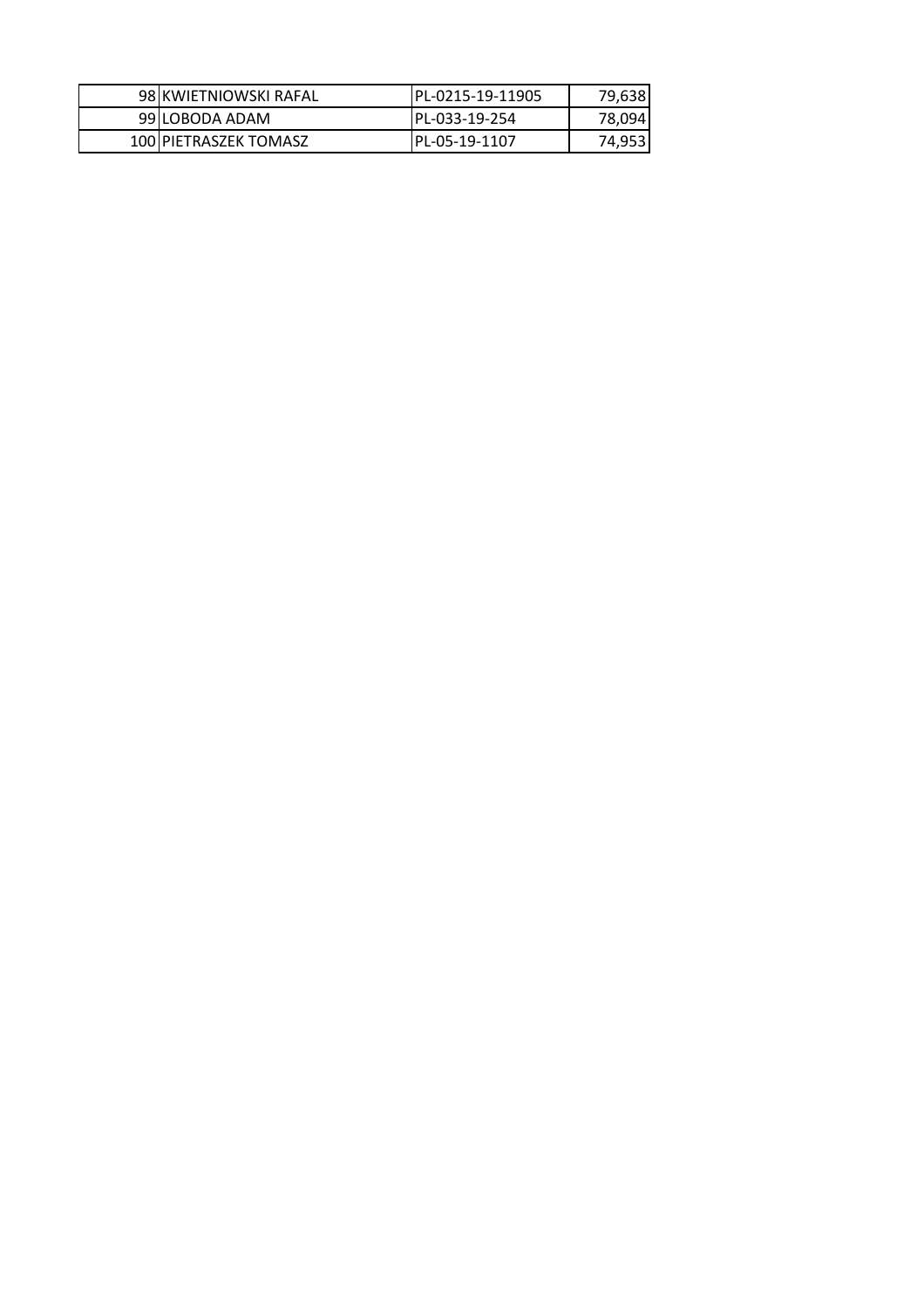| | | | |
|---|---|---|---|
| 98 | KWIETNIOWSKI RAFAL | PL-0215-19-11905 | 79,638 |
| 99 | LOBODA ADAM | PL-033-19-254 | 78,094 |
| 100 | PIETRASZEK TOMASZ | PL-05-19-1107 | 74,953 |